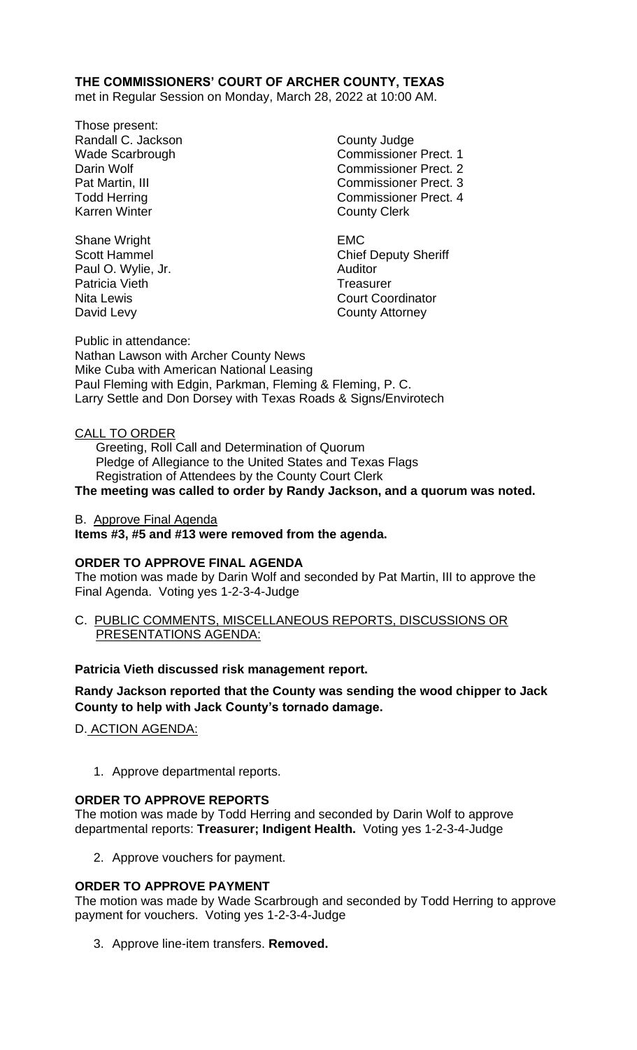**THE COMMISSIONERS' COURT OF ARCHER COUNTY, TEXAS**
met in Regular Session on Monday, March 28, 2022 at 10:00 AM.

Those present:

| | |
|---|---|
| Randall C. Jackson | County Judge |
| Wade Scarbrough | Commissioner Prect. 1 |
| Darin Wolf | Commissioner Prect. 2 |
| Pat Martin, III | Commissioner Prect. 3 |
| Todd Herring | Commissioner Prect. 4 |
| Karren Winter | County Clerk |
| | |
| Shane Wright | EMC |
| Scott Hammel | Chief Deputy Sheriff |
| Paul O. Wylie, Jr. | Auditor |
| Patricia Vieth | Treasurer |
| Nita Lewis | Court Coordinator |
| David Levy | County Attorney |

Public in attendance:
Nathan Lawson with Archer County News
Mike Cuba with American National Leasing
Paul Fleming with Edgin, Parkman, Fleming & Fleming, P. C.
Larry Settle and Don Dorsey with Texas Roads & Signs/Envirotech

CALL TO ORDER

Greeting, Roll Call and Determination of Quorum
Pledge of Allegiance to the United States and Texas Flags
Registration of Attendees by the County Court Clerk

**The meeting was called to order by Randy Jackson, and a quorum was noted.**

B. Approve Final Agenda

**Items #3, #5 and #13 were removed from the agenda.**

**ORDER TO APPROVE FINAL AGENDA**

The motion was made by Darin Wolf and seconded by Pat Martin, III to approve the Final Agenda. Voting yes 1-2-3-4-Judge

C. PUBLIC COMMENTS, MISCELLANEOUS REPORTS, DISCUSSIONS OR PRESENTATIONS AGENDA:

**Patricia Vieth discussed risk management report.**

**Randy Jackson reported that the County was sending the wood chipper to Jack County to help with Jack County's tornado damage.**

D. ACTION AGENDA:

1. Approve departmental reports.

**ORDER TO APPROVE REPORTS**

The motion was made by Todd Herring and seconded by Darin Wolf to approve departmental reports: **Treasurer; Indigent Health.** Voting yes 1-2-3-4-Judge

2. Approve vouchers for payment.

**ORDER TO APPROVE PAYMENT**

The motion was made by Wade Scarbrough and seconded by Todd Herring to approve payment for vouchers. Voting yes 1-2-3-4-Judge

3. Approve line-item transfers. **Removed.**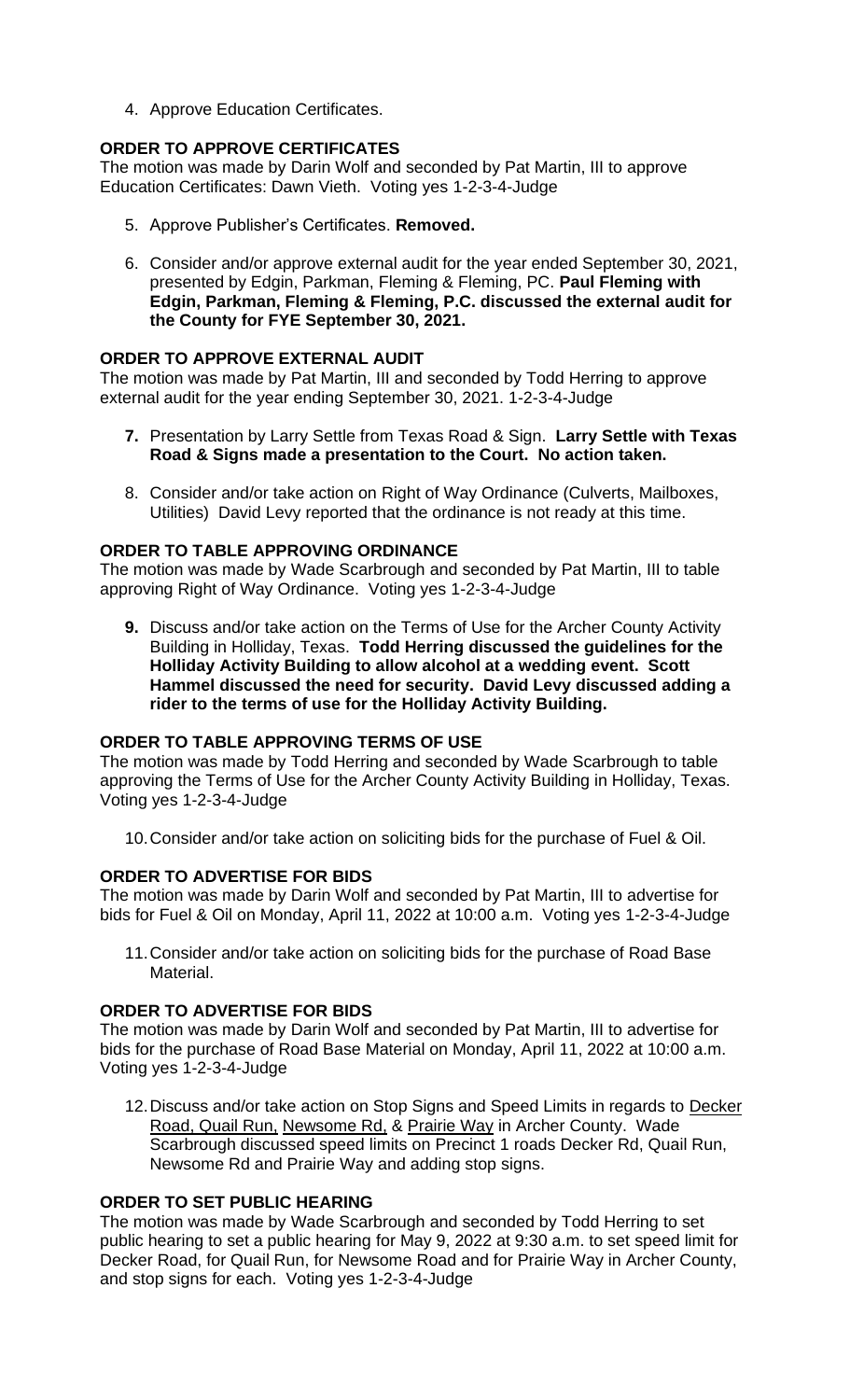4. Approve Education Certificates.

**ORDER TO APPROVE CERTIFICATES**

The motion was made by Darin Wolf and seconded by Pat Martin, III to approve Education Certificates: Dawn Vieth. Voting yes 1-2-3-4-Judge

5. Approve Publisher's Certificates. **Removed.**

6. Consider and/or approve external audit for the year ended September 30, 2021, presented by Edgin, Parkman, Fleming & Fleming, PC. **Paul Fleming with Edgin, Parkman, Fleming & Fleming, P.C. discussed the external audit for the County for FYE September 30, 2021.**

**ORDER TO APPROVE EXTERNAL AUDIT**

The motion was made by Pat Martin, III and seconded by Todd Herring to approve external audit for the year ending September 30, 2021. 1-2-3-4-Judge

7. Presentation by Larry Settle from Texas Road & Sign. **Larry Settle with Texas Road & Signs made a presentation to the Court. No action taken.**

8. Consider and/or take action on Right of Way Ordinance (Culverts, Mailboxes, Utilities) David Levy reported that the ordinance is not ready at this time.

**ORDER TO TABLE APPROVING ORDINANCE**

The motion was made by Wade Scarbrough and seconded by Pat Martin, III to table approving Right of Way Ordinance. Voting yes 1-2-3-4-Judge

9. Discuss and/or take action on the Terms of Use for the Archer County Activity Building in Holliday, Texas. **Todd Herring discussed the guidelines for the Holliday Activity Building to allow alcohol at a wedding event. Scott Hammel discussed the need for security. David Levy discussed adding a rider to the terms of use for the Holliday Activity Building.**

**ORDER TO TABLE APPROVING TERMS OF USE**

The motion was made by Todd Herring and seconded by Wade Scarbrough to table approving the Terms of Use for the Archer County Activity Building in Holliday, Texas. Voting yes 1-2-3-4-Judge

10. Consider and/or take action on soliciting bids for the purchase of Fuel & Oil.

**ORDER TO ADVERTISE FOR BIDS**

The motion was made by Darin Wolf and seconded by Pat Martin, III to advertise for bids for Fuel & Oil on Monday, April 11, 2022 at 10:00 a.m. Voting yes 1-2-3-4-Judge

11. Consider and/or take action on soliciting bids for the purchase of Road Base Material.

**ORDER TO ADVERTISE FOR BIDS**

The motion was made by Darin Wolf and seconded by Pat Martin, III to advertise for bids for the purchase of Road Base Material on Monday, April 11, 2022 at 10:00 a.m. Voting yes 1-2-3-4-Judge

12. Discuss and/or take action on Stop Signs and Speed Limits in regards to Decker Road, Quail Run, Newsome Rd, & Prairie Way in Archer County. Wade Scarbrough discussed speed limits on Precinct 1 roads Decker Rd, Quail Run, Newsome Rd and Prairie Way and adding stop signs.

**ORDER TO SET PUBLIC HEARING**

The motion was made by Wade Scarbrough and seconded by Todd Herring to set public hearing to set a public hearing for May 9, 2022 at 9:30 a.m. to set speed limit for Decker Road, for Quail Run, for Newsome Road and for Prairie Way in Archer County, and stop signs for each. Voting yes 1-2-3-4-Judge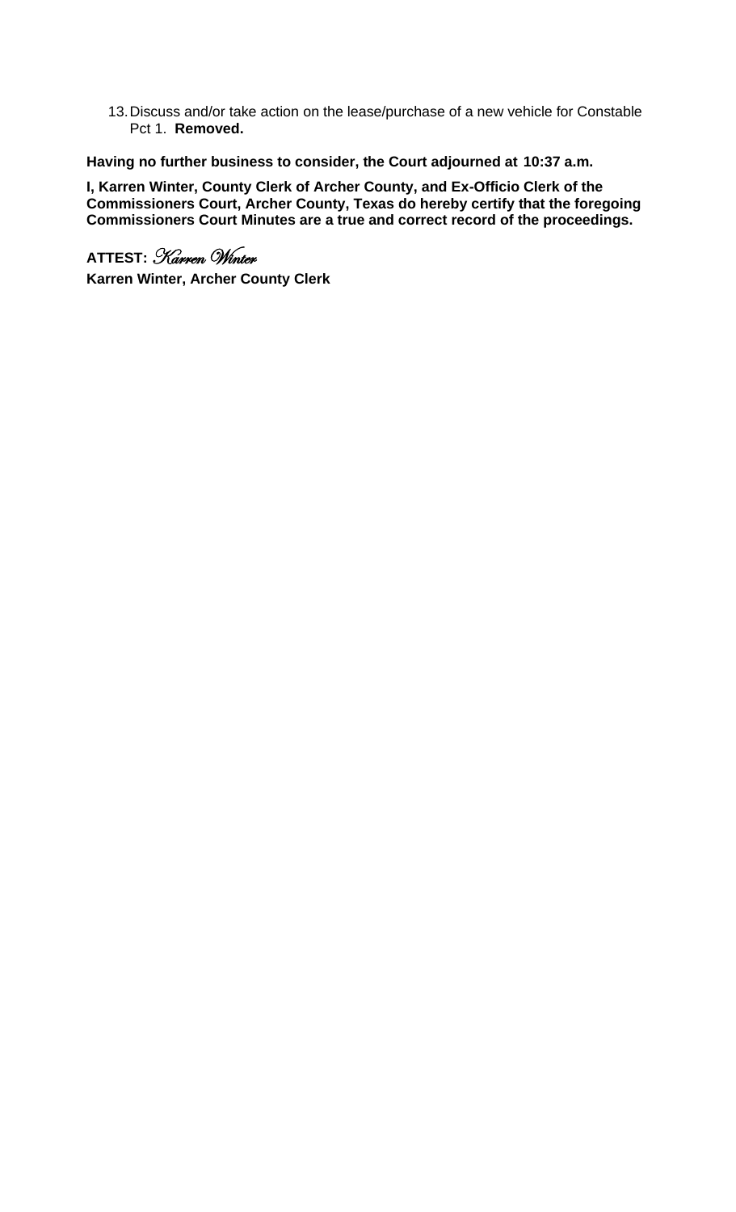13. Discuss and/or take action on the lease/purchase of a new vehicle for Constable Pct 1. **Removed.**

**Having no further business to consider, the Court adjourned at 10:37 a.m.**

**I, Karren Winter, County Clerk of Archer County, and Ex-Officio Clerk of the Commissioners Court, Archer County, Texas do hereby certify that the foregoing Commissioners Court Minutes are a true and correct record of the proceedings.**

**ATTEST:** *Karren Winter*

**Karren Winter, Archer County Clerk**